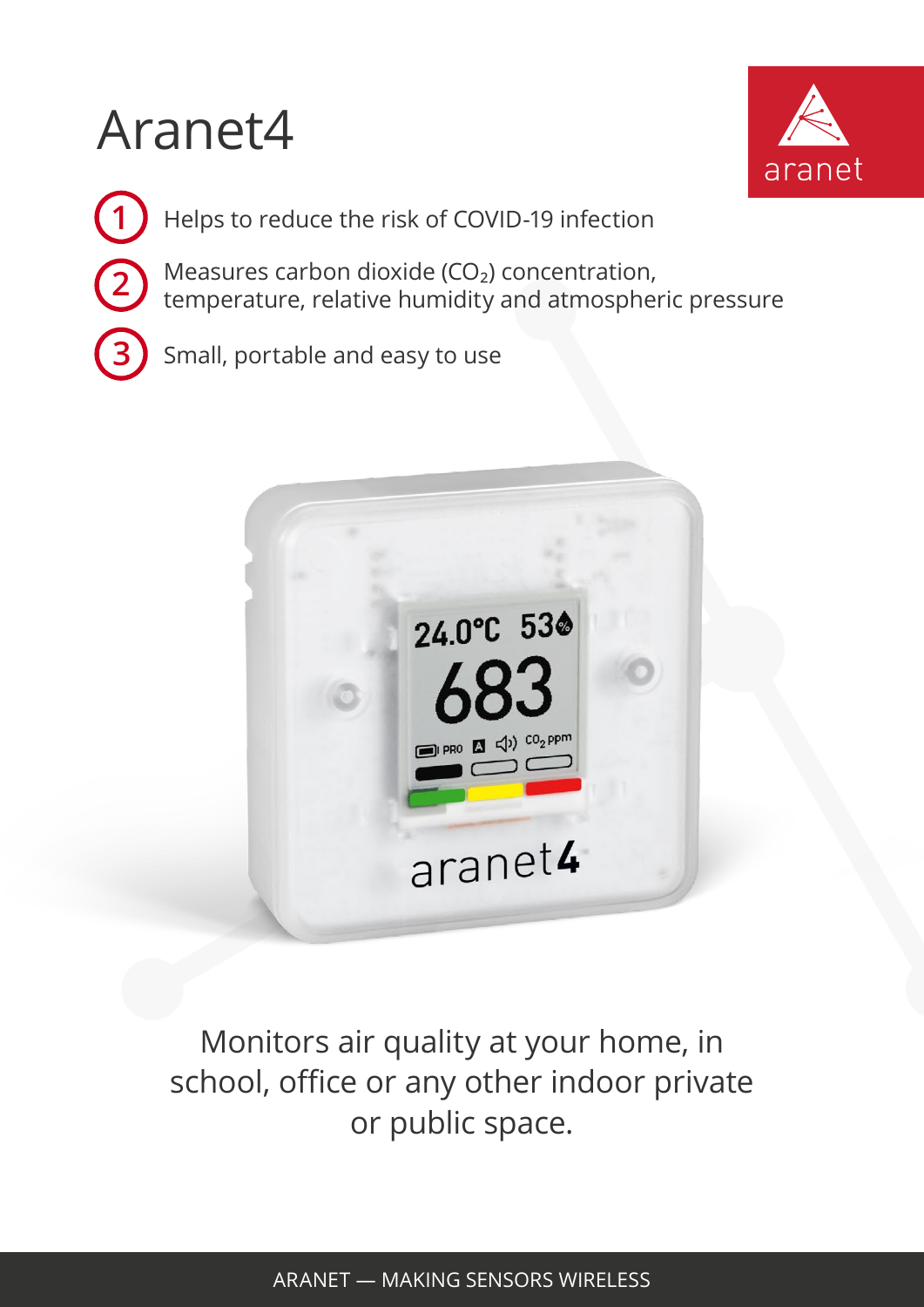# Aranet4

aranet

1. Helps to reduce the risk of COVID-19 infection
2. Measures carbon dioxide ($CO_2$) concentration, temperature, relative humidity and atmospheric pressure
3. Small, portable and easy to use

Monitors air quality at your home, in school, office or any other indoor private or public space.

ARANET — MAKING SENSORS WIRELESS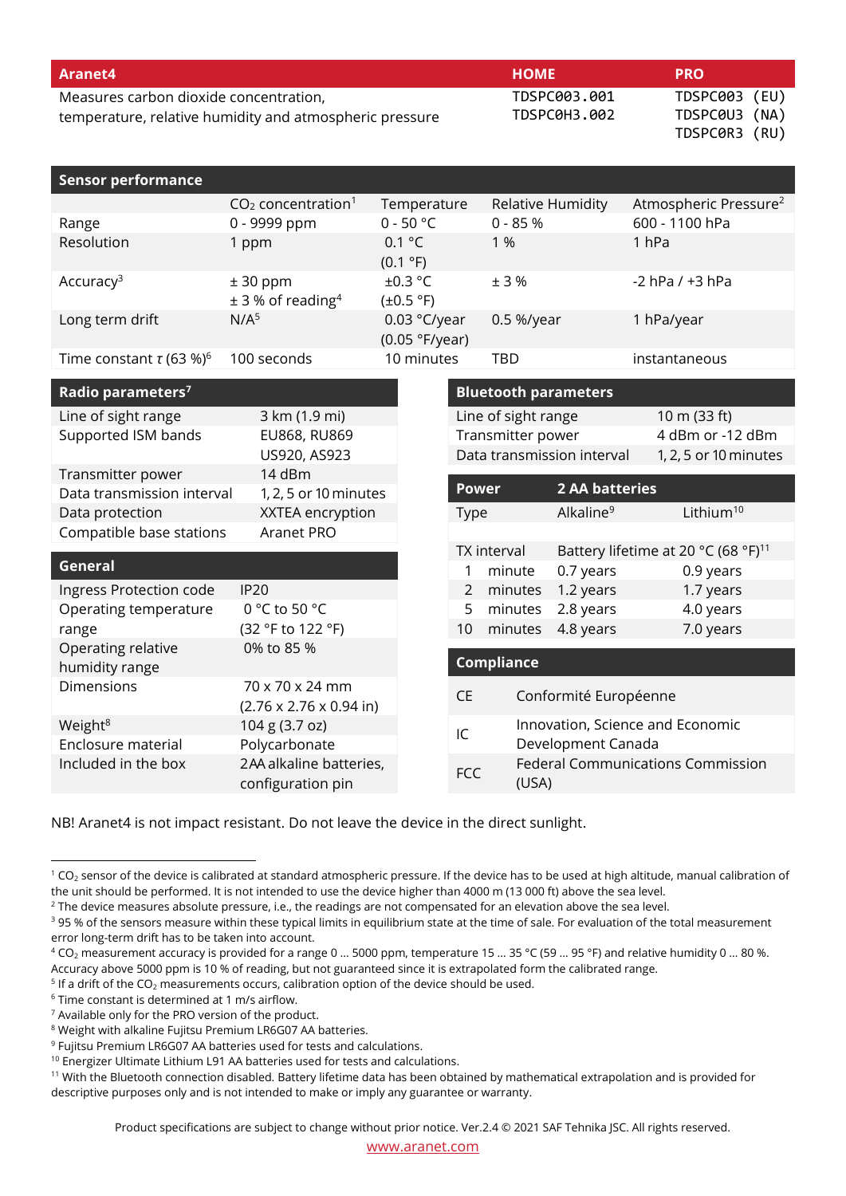| Aranet4 | HOME | PRO |
|---|---|---|
| Measures carbon dioxide concentration, temperature, relative humidity and atmospheric pressure | TDSPC003.001<br>TDSPC0H3.002 | TDSPC003 (EU)<br>TDSPC0U3 (NA)<br>TDSPC0R3 (RU) |

## Sensor performance

| | $CO_2$ concentration[1] | Temperature | Relative Humidity | Atmospheric Pressure[2] |
|---|---|---|---|---|
| Range | 0 - 9999 ppm | 0 - 50 °C | 0 - 85 % | 600 - 1100 hPa |
| Resolution | 1 ppm | 0.1 °C (0.1 °F) | 1 % | 1 hPa |
| Accuracy[3] | ± 30 ppm ± 3 % of reading[4] | ±0.3 °C (±0.5 °F) | ± 3 % | -2 hPa / +3 hPa |
| Long term drift | N/A[5] | 0.03 °C/year (0.05 °F/year) | 0.5 %/year | 1 hPa/year |
| Time constant $\tau$ (63 %)[6] | 100 seconds | 10 minutes | TBD | instantaneous |

## Radio parameters[7]

| | |
|---|---|
| Line of sight range | 3 km (1.9 mi) |
| Supported ISM bands | EU868, RU869 US920, AS923 |
| Transmitter power | 14 dBm |
| Data transmission interval | 1, 2, 5 or 10 minutes |
| Data protection | XXTEA encryption |
| Compatible base stations | Aranet PRO |

## General

| | |
|---|---|
| Ingress Protection code | IP20 |
| Operating temperature range | 0 °C to 50 °C (32 °F to 122 °F) |
| Operating relative humidity range | 0% to 85 % |
| Dimensions | 70 x 70 x 24 mm (2.76 x 2.76 x 0.94 in) |
| Weight[8] | 104 g (3.7 oz) |
| Enclosure material | Polycarbonate |
| Included in the box | 2AA alkaline batteries, configuration pin |

## Bluetooth parameters

| | |
|---|---|
| Line of sight range | 10 m (33 ft) |
| Transmitter power | 4 dBm or -12 dBm |
| Data transmission interval | 1, 2, 5 or 10 minutes |

## Power — 2 AA batteries

| Type | Alkaline[9] | Lithium[10] |
|---|---|---|
| TX interval | Battery lifetime at 20 °C (68 °F)[11] | |
| 1 minute | 0.7 years | 0.9 years |
| 2 minutes | 1.2 years | 1.7 years |
| 5 minutes | 2.8 years | 4.0 years |
| 10 minutes | 4.8 years | 7.0 years |

## Compliance

| | |
|---|---|
| CE | Conformité Européenne |
| IC | Innovation, Science and Economic Development Canada |
| FCC | Federal Communications Commission (USA) |

NB! Aranet4 is not impact resistant. Do not leave the device in the direct sunlight.

---

[1] $CO_2$ sensor of the device is calibrated at standard atmospheric pressure. If the device has to be used at high altitude, manual calibration of the unit should be performed. It is not intended to use the device higher than 4000 m (13 000 ft) above the sea level.
[2] The device measures absolute pressure, i.e., the readings are not compensated for an elevation above the sea level.
[3] 95 % of the sensors measure within these typical limits in equilibrium state at the time of sale. For evaluation of the total measurement error long-term drift has to be taken into account.
[4] $CO_2$ measurement accuracy is provided for a range 0 … 5000 ppm, temperature 15 … 35 °C (59 … 95 °F) and relative humidity 0 … 80 %. Accuracy above 5000 ppm is 10 % of reading, but not guaranteed since it is extrapolated form the calibrated range.
[5] If a drift of the $CO_2$ measurements occurs, calibration option of the device should be used.
[6] Time constant is determined at 1 m/s airflow.
[7] Available only for the PRO version of the product.
[8] Weight with alkaline Fujitsu Premium LR6G07 AA batteries.
[9] Fujitsu Premium LR6G07 AA batteries used for tests and calculations.
[10] Energizer Ultimate Lithium L91 AA batteries used for tests and calculations.
[11] With the Bluetooth connection disabled. Battery lifetime data has been obtained by mathematical extrapolation and is provided for descriptive purposes only and is not intended to make or imply any guarantee or warranty.

Product specifications are subject to change without prior notice. Ver.2.4 © 2021 SAF Tehnika JSC. All rights reserved.

www.aranet.com